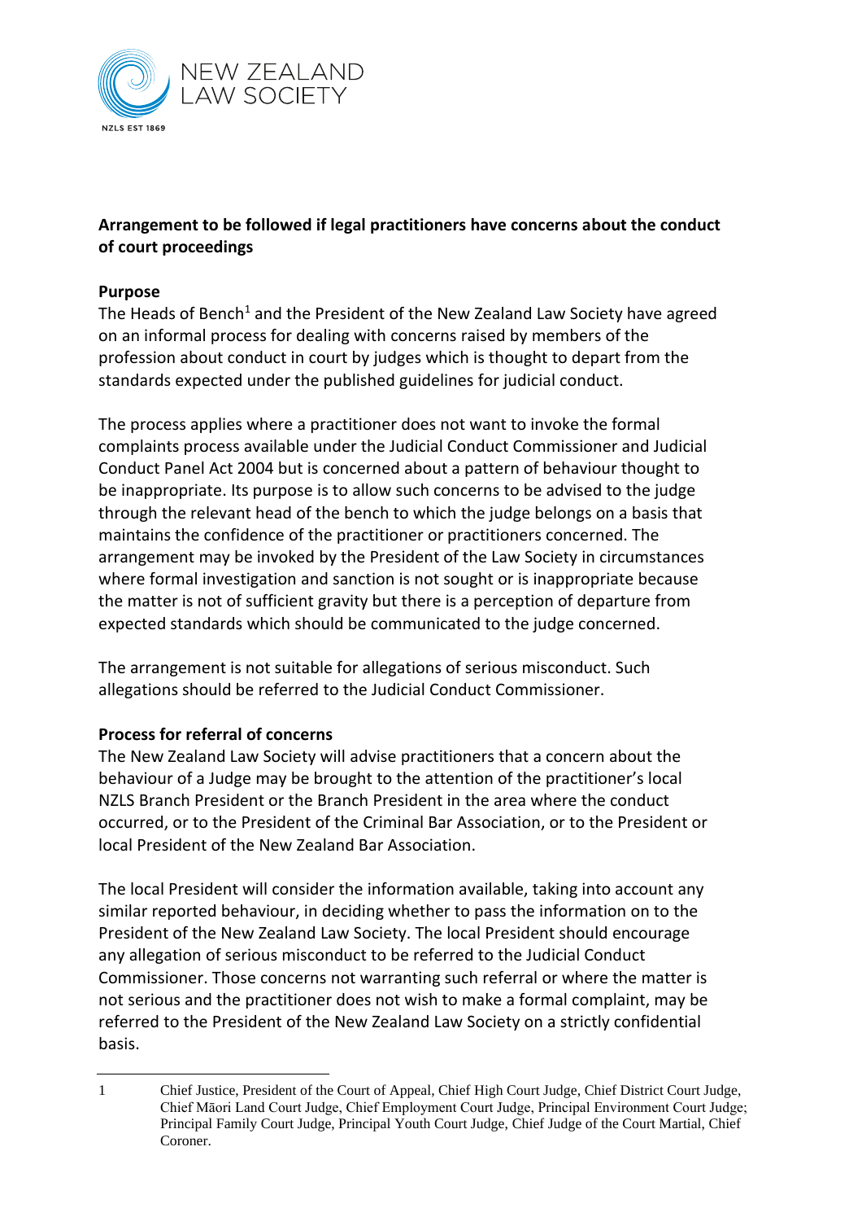NEW ZEALAND LAW SOCIETY

NZLS EST 1869

**Arrangement to be followed if legal practitioners have concerns about the conduct of court proceedings**

**Purpose**

The Heads of Bench[1] and the President of the New Zealand Law Society have agreed on an informal process for dealing with concerns raised by members of the profession about conduct in court by judges which is thought to depart from the standards expected under the published guidelines for judicial conduct.

The process applies where a practitioner does not want to invoke the formal complaints process available under the Judicial Conduct Commissioner and Judicial Conduct Panel Act 2004 but is concerned about a pattern of behaviour thought to be inappropriate. Its purpose is to allow such concerns to be advised to the judge through the relevant head of the bench to which the judge belongs on a basis that maintains the confidence of the practitioner or practitioners concerned. The arrangement may be invoked by the President of the Law Society in circumstances where formal investigation and sanction is not sought or is inappropriate because the matter is not of sufficient gravity but there is a perception of departure from expected standards which should be communicated to the judge concerned.

The arrangement is not suitable for allegations of serious misconduct. Such allegations should be referred to the Judicial Conduct Commissioner.

**Process for referral of concerns**

The New Zealand Law Society will advise practitioners that a concern about the behaviour of a Judge may be brought to the attention of the practitioner's local NZLS Branch President or the Branch President in the area where the conduct occurred, or to the President of the Criminal Bar Association, or to the President or local President of the New Zealand Bar Association.

The local President will consider the information available, taking into account any similar reported behaviour, in deciding whether to pass the information on to the President of the New Zealand Law Society. The local President should encourage any allegation of serious misconduct to be referred to the Judicial Conduct Commissioner. Those concerns not warranting such referral or where the matter is not serious and the practitioner does not wish to make a formal complaint, may be referred to the President of the New Zealand Law Society on a strictly confidential basis.

---

[1] Chief Justice, President of the Court of Appeal, Chief High Court Judge, Chief District Court Judge, Chief Māori Land Court Judge, Chief Employment Court Judge, Principal Environment Court Judge; Principal Family Court Judge, Principal Youth Court Judge, Chief Judge of the Court Martial, Chief Coroner.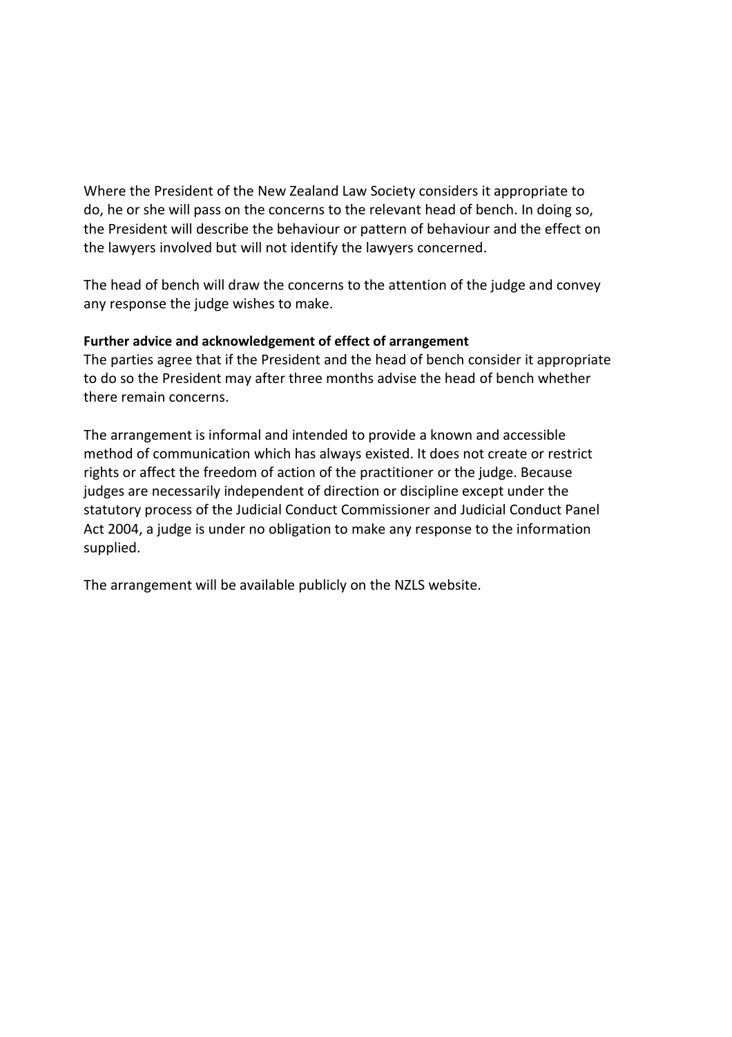Where the President of the New Zealand Law Society considers it appropriate to do, he or she will pass on the concerns to the relevant head of bench. In doing so, the President will describe the behaviour or pattern of behaviour and the effect on the lawyers involved but will not identify the lawyers concerned.

The head of bench will draw the concerns to the attention of the judge and convey any response the judge wishes to make.

**Further advice and acknowledgement of effect of arrangement**

The parties agree that if the President and the head of bench consider it appropriate to do so the President may after three months advise the head of bench whether there remain concerns.

The arrangement is informal and intended to provide a known and accessible method of communication which has always existed. It does not create or restrict rights or affect the freedom of action of the practitioner or the judge. Because judges are necessarily independent of direction or discipline except under the statutory process of the Judicial Conduct Commissioner and Judicial Conduct Panel Act 2004, a judge is under no obligation to make any response to the information supplied.

The arrangement will be available publicly on the NZLS website.